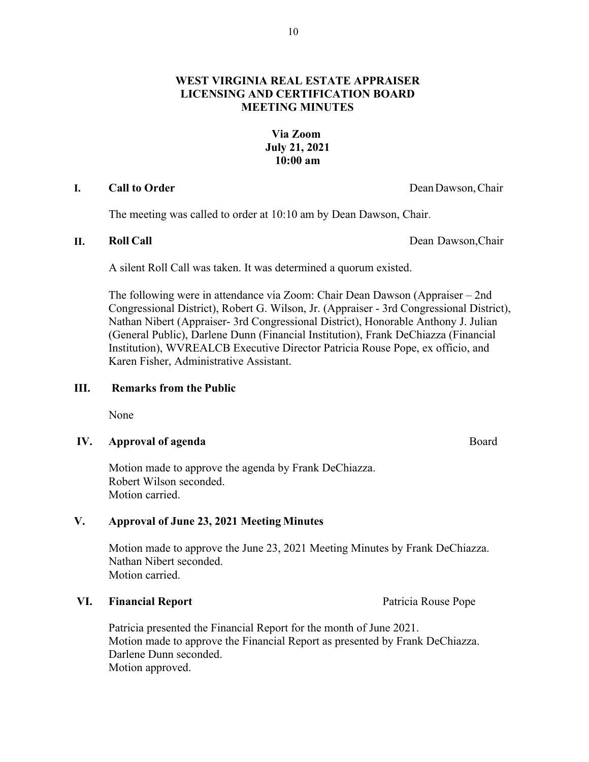# WEST VIRGINIA REAL ESTATE APPRAISER LICENSING AND CERTIFICATION BOARD MEETING MINUTES

**Via Zoom**
**July 21, 2021**
**10:00 am**

## I. Call to Order — Dean Dawson, Chair

The meeting was called to order at 10:10 am by Dean Dawson, Chair.

## II. Roll Call — Dean Dawson, Chair

A silent Roll Call was taken. It was determined a quorum existed.

The following were in attendance via Zoom: Chair Dean Dawson (Appraiser – 2nd Congressional District), Robert G. Wilson, Jr. (Appraiser - 3rd Congressional District), Nathan Nibert (Appraiser- 3rd Congressional District), Honorable Anthony J. Julian (General Public), Darlene Dunn (Financial Institution), Frank DeChiazza (Financial Institution), WVREALCB Executive Director Patricia Rouse Pope, ex officio, and Karen Fisher, Administrative Assistant.

## III. Remarks from the Public

None

## IV. Approval of agenda — Board

Motion made to approve the agenda by Frank DeChiazza.
Robert Wilson seconded.
Motion carried.

## V. Approval of June 23, 2021 Meeting Minutes

Motion made to approve the June 23, 2021 Meeting Minutes by Frank DeChiazza.
Nathan Nibert seconded.
Motion carried.

## VI. Financial Report — Patricia Rouse Pope

Patricia presented the Financial Report for the month of June 2021.
Motion made to approve the Financial Report as presented by Frank DeChiazza.
Darlene Dunn seconded.
Motion approved.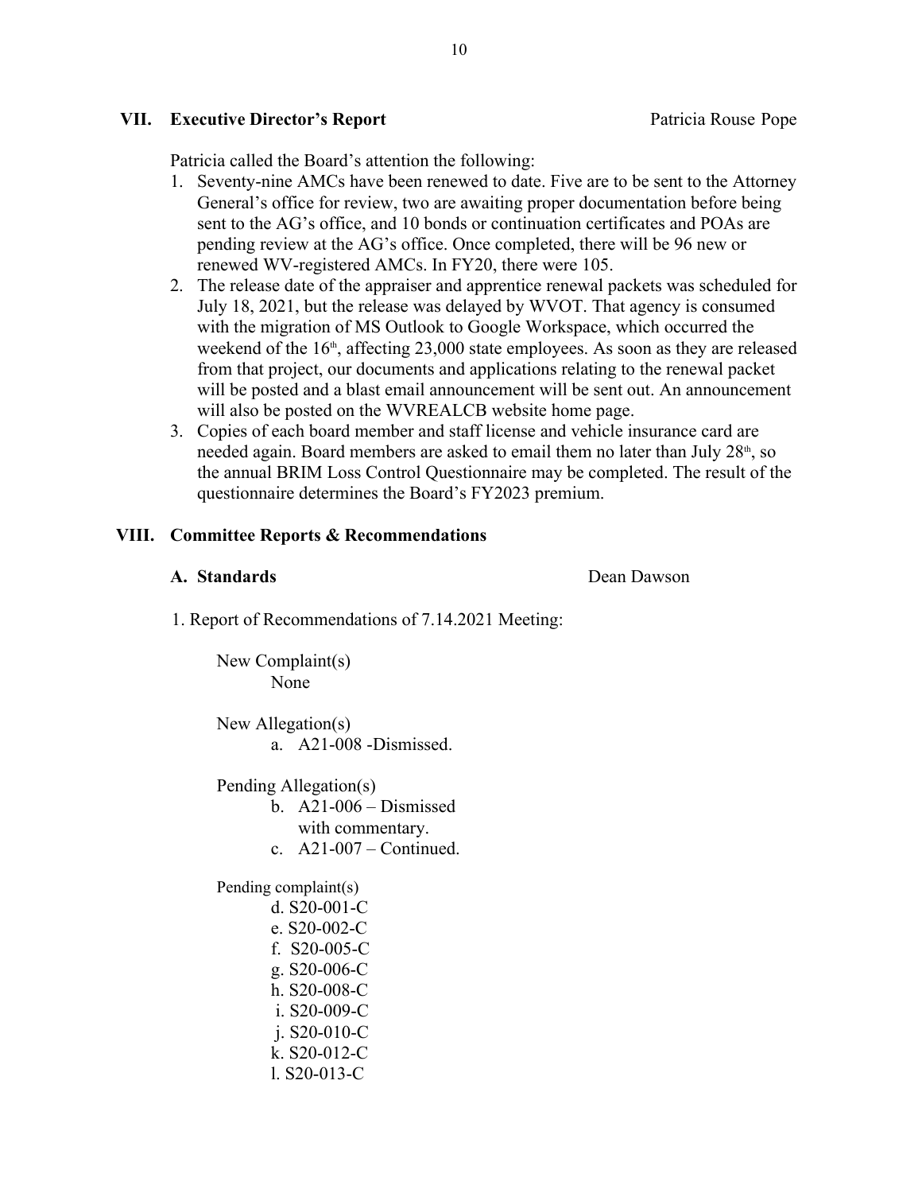## VII. Executive Director's Report

Patricia Rouse Pope

Patricia called the Board's attention the following:

1. Seventy-nine AMCs have been renewed to date. Five are to be sent to the Attorney General's office for review, two are awaiting proper documentation before being sent to the AG's office, and 10 bonds or continuation certificates and POAs are pending review at the AG's office. Once completed, there will be 96 new or renewed WV-registered AMCs. In FY20, there were 105.
2. The release date of the appraiser and apprentice renewal packets was scheduled for July 18, 2021, but the release was delayed by WVOT. That agency is consumed with the migration of MS Outlook to Google Workspace, which occurred the weekend of the 16th, affecting 23,000 state employees. As soon as they are released from that project, our documents and applications relating to the renewal packet will be posted and a blast email announcement will be sent out. An announcement will also be posted on the WVREALCB website home page.
3. Copies of each board member and staff license and vehicle insurance card are needed again. Board members are asked to email them no later than July 28th, so the annual BRIM Loss Control Questionnaire may be completed. The result of the questionnaire determines the Board's FY2023 premium.

## VIII. Committee Reports & Recommendations

### A. Standards

Dean Dawson

1. Report of Recommendations of 7.14.2021 Meeting:

New Complaint(s)
None

New Allegation(s)
a. A21-008 -Dismissed.

Pending Allegation(s)
b. A21-006 – Dismissed with commentary.
c. A21-007 – Continued.

Pending complaint(s)
d. S20-001-C
e. S20-002-C
f. S20-005-C
g. S20-006-C
h. S20-008-C
i. S20-009-C
j. S20-010-C
k. S20-012-C
l. S20-013-C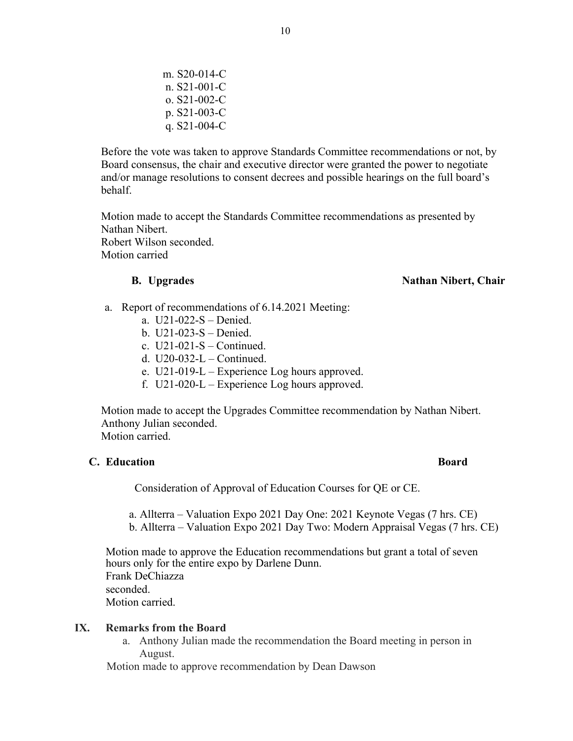m. S20-014-C
n. S21-001-C
o. S21-002-C
p. S21-003-C
q. S21-004-C

Before the vote was taken to approve Standards Committee recommendations or not, by Board consensus, the chair and executive director were granted the power to negotiate and/or manage resolutions to consent decrees and possible hearings on the full board's behalf.

Motion made to accept the Standards Committee recommendations as presented by Nathan Nibert.
Robert Wilson seconded.
Motion carried

**B. Upgrades** **Nathan Nibert, Chair**

a. Report of recommendations of 6.14.2021 Meeting:
   a. U21-022-S – Denied.
   b. U21-023-S – Denied.
   c. U21-021-S – Continued.
   d. U20-032-L – Continued.
   e. U21-019-L – Experience Log hours approved.
   f. U21-020-L – Experience Log hours approved.

Motion made to accept the Upgrades Committee recommendation by Nathan Nibert.
Anthony Julian seconded.
Motion carried.

**C. Education** **Board**

Consideration of Approval of Education Courses for QE or CE.

a. Allterra – Valuation Expo 2021 Day One: 2021 Keynote Vegas (7 hrs. CE)
b. Allterra – Valuation Expo 2021 Day Two: Modern Appraisal Vegas (7 hrs. CE)

Motion made to approve the Education recommendations but grant a total of seven hours only for the entire expo by Darlene Dunn.
Frank DeChiazza
seconded.
Motion carried.

## IX. Remarks from the Board

a. Anthony Julian made the recommendation the Board meeting in person in August.

Motion made to approve recommendation by Dean Dawson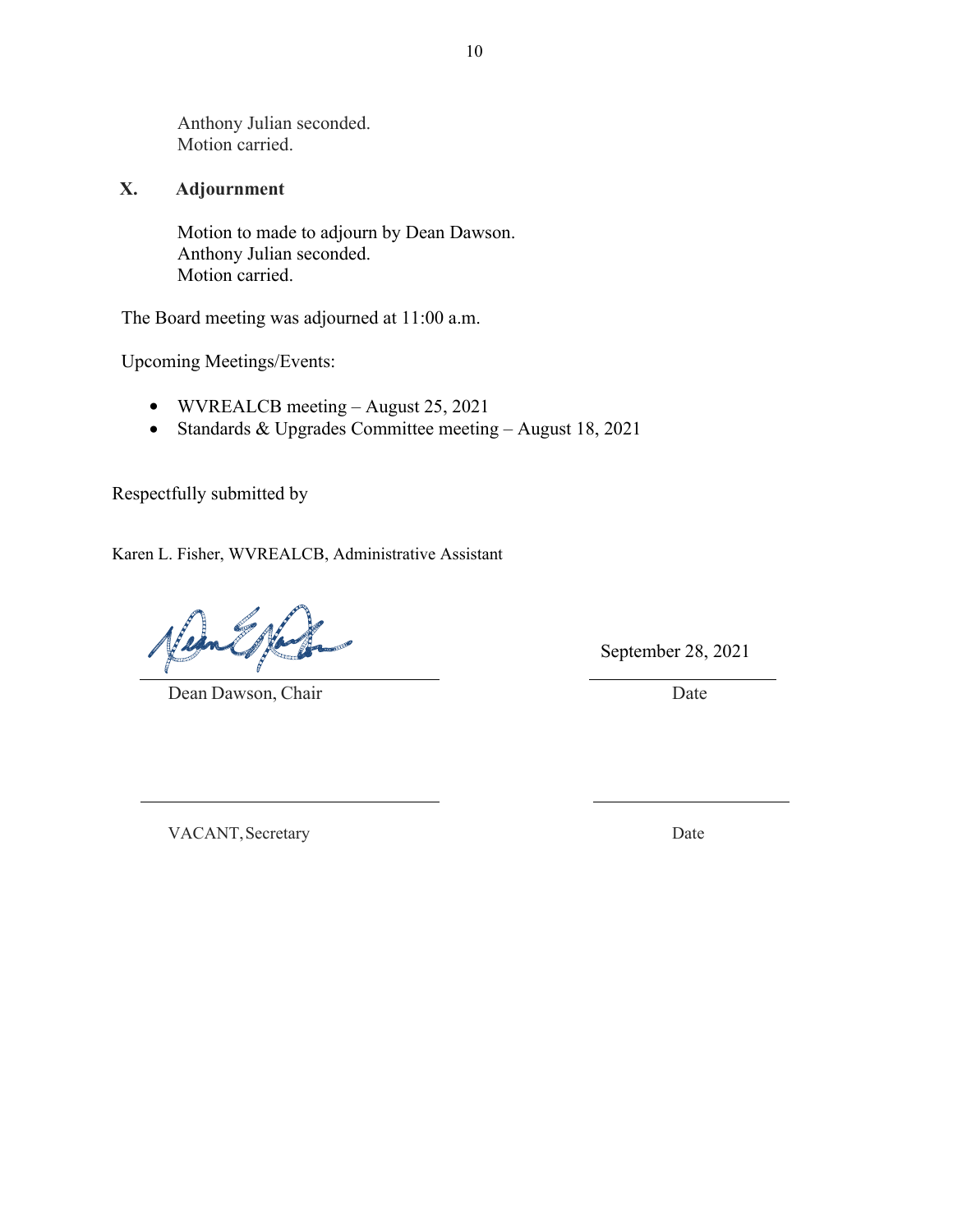Anthony Julian seconded.
Motion carried.

## X. Adjournment

Motion to made to adjourn by Dean Dawson.
Anthony Julian seconded.
Motion carried.

The Board meeting was adjourned at 11:00 a.m.

Upcoming Meetings/Events:

- WVREALCB meeting – August 25, 2021
- Standards & Upgrades Committee meeting – August 18, 2021

Respectfully submitted by

Karen L. Fisher, WVREALCB, Administrative Assistant

Dean Dawson, Chair — Date: September 28, 2021

VACANT, Secretary — Date: